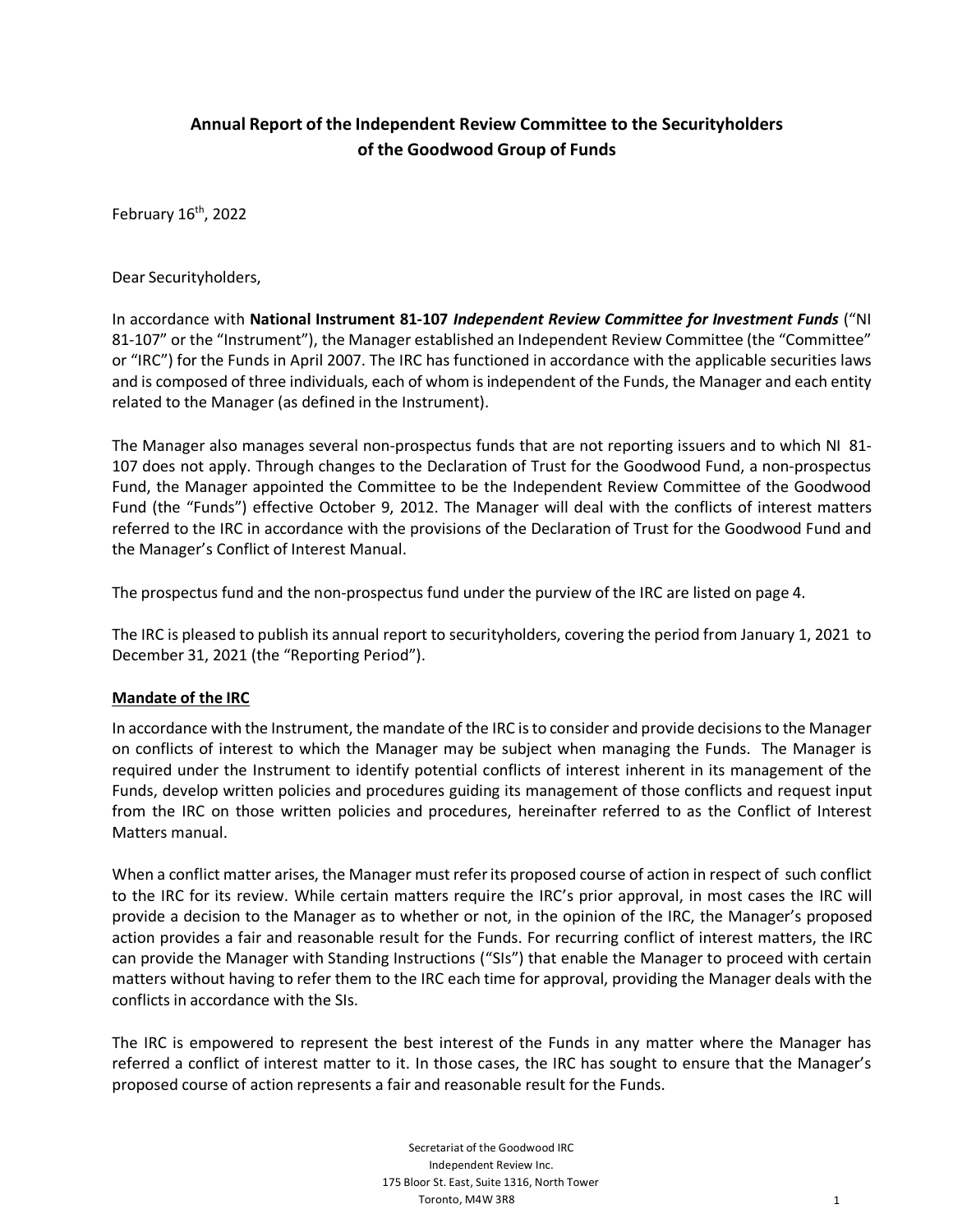# Annual Report of the Independent Review Committee to the Securityholders of the Goodwood Group of Funds

February 16th, 2022

Dear Securityholders,

In accordance with **National Instrument 81-107** ***Independent Review Committee for Investment Funds*** ("NI 81-107" or the "Instrument"), the Manager established an Independent Review Committee (the "Committee" or "IRC") for the Funds in April 2007. The IRC has functioned in accordance with the applicable securities laws and is composed of three individuals, each of whom is independent of the Funds, the Manager and each entity related to the Manager (as defined in the Instrument).

The Manager also manages several non-prospectus funds that are not reporting issuers and to which NI 81-107 does not apply. Through changes to the Declaration of Trust for the Goodwood Fund, a non-prospectus Fund, the Manager appointed the Committee to be the Independent Review Committee of the Goodwood Fund (the "Funds") effective October 9, 2012. The Manager will deal with the conflicts of interest matters referred to the IRC in accordance with the provisions of the Declaration of Trust for the Goodwood Fund and the Manager's Conflict of Interest Manual.

The prospectus fund and the non-prospectus fund under the purview of the IRC are listed on page 4.

The IRC is pleased to publish its annual report to securityholders, covering the period from January 1, 2021 to December 31, 2021 (the "Reporting Period").

## Mandate of the IRC

In accordance with the Instrument, the mandate of the IRC is to consider and provide decisions to the Manager on conflicts of interest to which the Manager may be subject when managing the Funds. The Manager is required under the Instrument to identify potential conflicts of interest inherent in its management of the Funds, develop written policies and procedures guiding its management of those conflicts and request input from the IRC on those written policies and procedures, hereinafter referred to as the Conflict of Interest Matters manual.

When a conflict matter arises, the Manager must refer its proposed course of action in respect of such conflict to the IRC for its review. While certain matters require the IRC's prior approval, in most cases the IRC will provide a decision to the Manager as to whether or not, in the opinion of the IRC, the Manager's proposed action provides a fair and reasonable result for the Funds. For recurring conflict of interest matters, the IRC can provide the Manager with Standing Instructions ("SIs") that enable the Manager to proceed with certain matters without having to refer them to the IRC each time for approval, providing the Manager deals with the conflicts in accordance with the SIs.

The IRC is empowered to represent the best interest of the Funds in any matter where the Manager has referred a conflict of interest matter to it. In those cases, the IRC has sought to ensure that the Manager's proposed course of action represents a fair and reasonable result for the Funds.

Secretariat of the Goodwood IRC
Independent Review Inc.
175 Bloor St. East, Suite 1316, North Tower
Toronto, M4W 3R8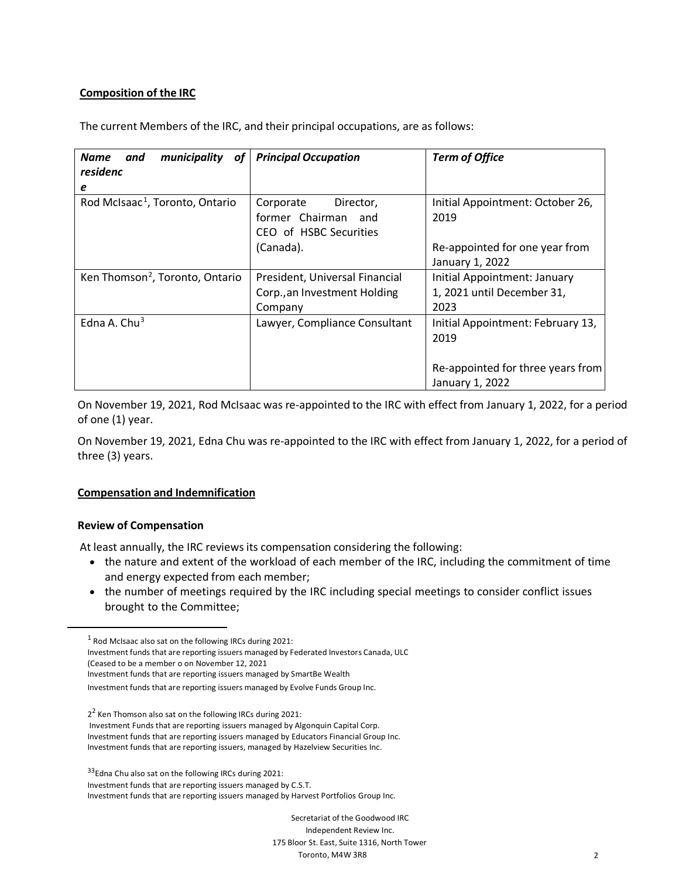## Composition of the IRC

The current Members of the IRC, and their principal occupations, are as follows:

| *Name and municipality of residence* | *Principal Occupation* | *Term of Office* |
|---|---|---|
| Rod McIsaac[1], Toronto, Ontario | Corporate Director, former Chairman and CEO of HSBC Securities (Canada). | Initial Appointment: October 26, 2019<br><br>Re-appointed for one year from January 1, 2022 |
| Ken Thomson[2], Toronto, Ontario | President, Universal Financial Corp., an Investment Holding Company | Initial Appointment: January 1, 2021 until December 31, 2023 |
| Edna A. Chu[3] | Lawyer, Compliance Consultant | Initial Appointment: February 13, 2019<br><br>Re-appointed for three years from January 1, 2022 |

On November 19, 2021, Rod McIsaac was re-appointed to the IRC with effect from January 1, 2022, for a period of one (1) year.

On November 19, 2021, Edna Chu was re-appointed to the IRC with effect from January 1, 2022, for a period of three (3) years.

## Compensation and Indemnification

### Review of Compensation

At least annually, the IRC reviews its compensation considering the following:

- the nature and extent of the workload of each member of the IRC, including the commitment of time and energy expected from each member;
- the number of meetings required by the IRC including special meetings to consider conflict issues brought to the Committee;

---

[1] Rod McIsaac also sat on the following IRCs during 2021:
Investment funds that are reporting issuers managed by Federated Investors Canada, ULC
(Ceased to be a member o on November 12, 2021
Investment funds that are reporting issuers managed by SmartBe Wealth
Investment funds that are reporting issuers managed by Evolve Funds Group Inc.

2[2] Ken Thomson also sat on the following IRCs during 2021:
Investment Funds that are reporting issuers managed by Algonquin Capital Corp.
Investment funds that are reporting issuers managed by Educators Financial Group Inc.
Investment funds that are reporting issuers, managed by Hazelview Securities Inc.

[33]Edna Chu also sat on the following IRCs during 2021:
Investment funds that are reporting issuers managed by C.S.T.
Investment funds that are reporting issuers managed by Harvest Portfolios Group Inc.

Secretariat of the Goodwood IRC
Independent Review Inc.
175 Bloor St. East, Suite 1316, North Tower
Toronto, M4W 3R8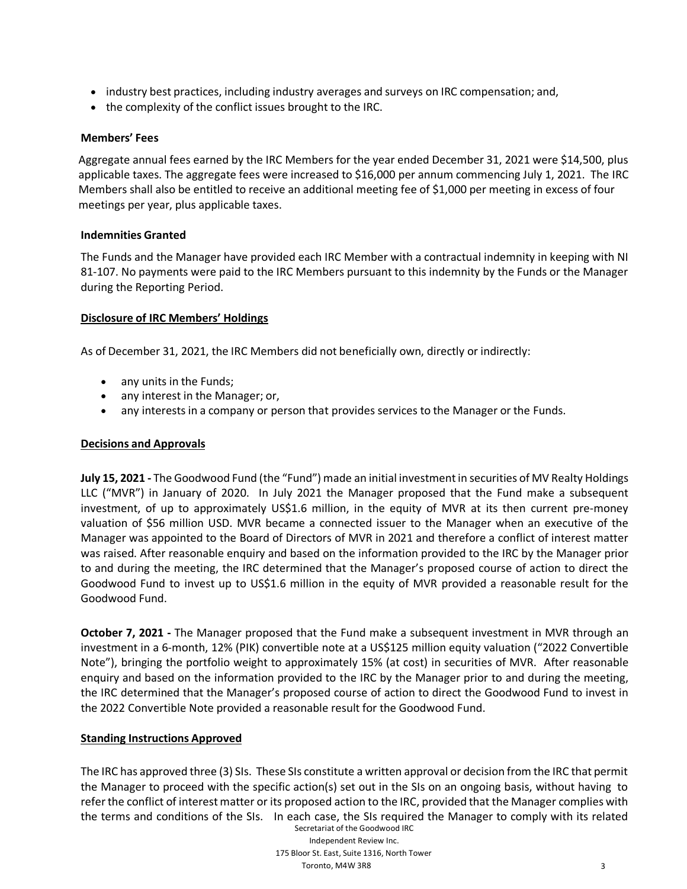- industry best practices, including industry averages and surveys on IRC compensation; and,
- the complexity of the conflict issues brought to the IRC.

**Members' Fees**

Aggregate annual fees earned by the IRC Members for the year ended December 31, 2021 were $14,500, plus applicable taxes. The aggregate fees were increased to $16,000 per annum commencing July 1, 2021. The IRC Members shall also be entitled to receive an additional meeting fee of $1,000 per meeting in excess of four meetings per year, plus applicable taxes.

**Indemnities Granted**

The Funds and the Manager have provided each IRC Member with a contractual indemnity in keeping with NI 81-107. No payments were paid to the IRC Members pursuant to this indemnity by the Funds or the Manager during the Reporting Period.

**Disclosure of IRC Members' Holdings**

As of December 31, 2021, the IRC Members did not beneficially own, directly or indirectly:

- any units in the Funds;
- any interest in the Manager; or,
- any interests in a company or person that provides services to the Manager or the Funds.

**Decisions and Approvals**

**July 15, 2021 -** The Goodwood Fund (the "Fund") made an initial investment in securities of MV Realty Holdings LLC ("MVR") in January of 2020. In July 2021 the Manager proposed that the Fund make a subsequent investment, of up to approximately US$1.6 million, in the equity of MVR at its then current pre-money valuation of $56 million USD. MVR became a connected issuer to the Manager when an executive of the Manager was appointed to the Board of Directors of MVR in 2021 and therefore a conflict of interest matter was raised. After reasonable enquiry and based on the information provided to the IRC by the Manager prior to and during the meeting, the IRC determined that the Manager's proposed course of action to direct the Goodwood Fund to invest up to US$1.6 million in the equity of MVR provided a reasonable result for the Goodwood Fund.

**October 7, 2021 -** The Manager proposed that the Fund make a subsequent investment in MVR through an investment in a 6-month, 12% (PIK) convertible note at a US$125 million equity valuation ("2022 Convertible Note"), bringing the portfolio weight to approximately 15% (at cost) in securities of MVR. After reasonable enquiry and based on the information provided to the IRC by the Manager prior to and during the meeting, the IRC determined that the Manager's proposed course of action to direct the Goodwood Fund to invest in the 2022 Convertible Note provided a reasonable result for the Goodwood Fund.

**Standing Instructions Approved**

The IRC has approved three (3) SIs. These SIs constitute a written approval or decision from the IRC that permit the Manager to proceed with the specific action(s) set out in the SIs on an ongoing basis, without having to refer the conflict of interest matter or its proposed action to the IRC, provided that the Manager complies with the terms and conditions of the SIs. In each case, the SIs required the Manager to comply with its related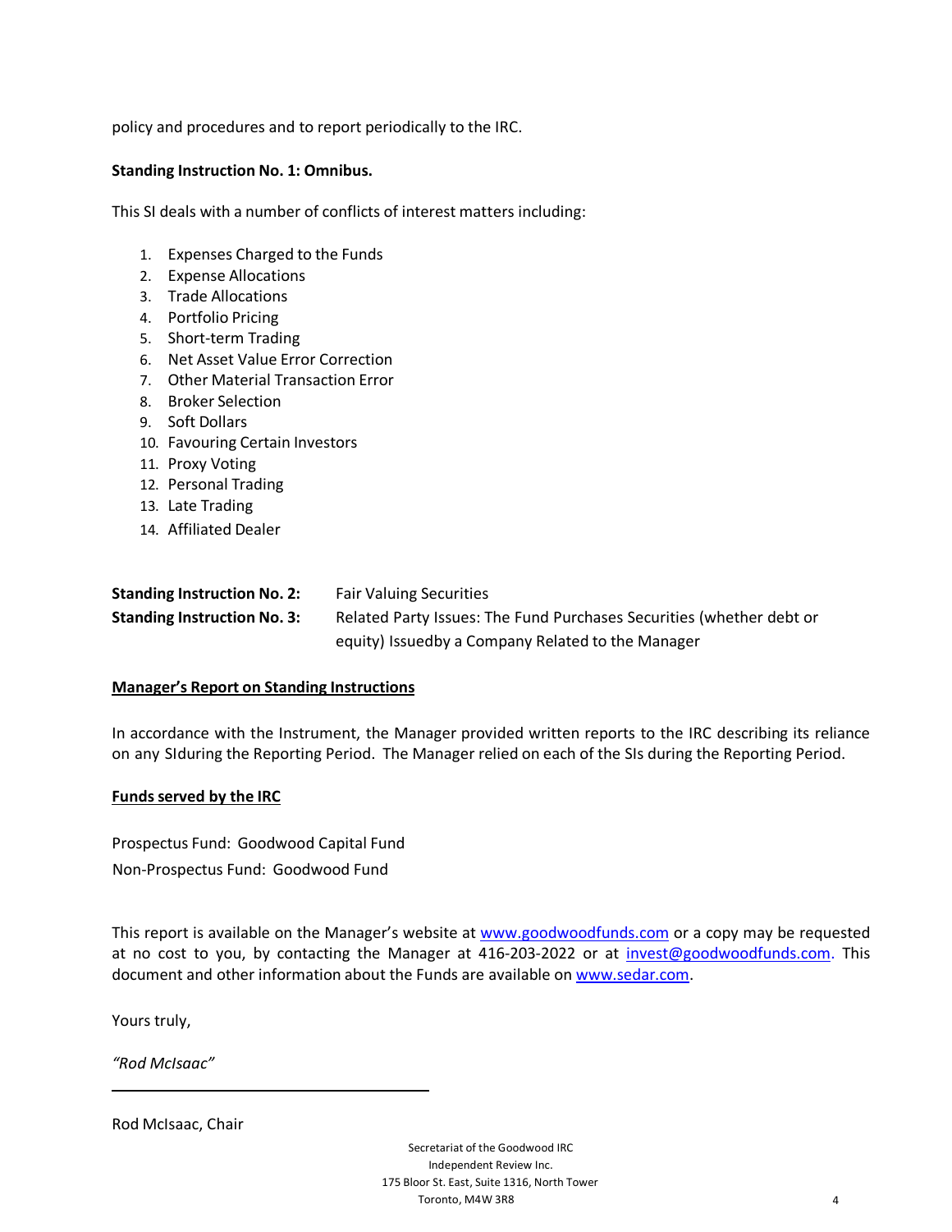policy and procedures and to report periodically to the IRC.

**Standing Instruction No. 1: Omnibus.**

This SI deals with a number of conflicts of interest matters including:

1. Expenses Charged to the Funds
2. Expense Allocations
3. Trade Allocations
4. Portfolio Pricing
5. Short-term Trading
6. Net Asset Value Error Correction
7. Other Material Transaction Error
8. Broker Selection
9. Soft Dollars
10. Favouring Certain Investors
11. Proxy Voting
12. Personal Trading
13. Late Trading
14. Affiliated Dealer

**Standing Instruction No. 2:** Fair Valuing Securities

**Standing Instruction No. 3:** Related Party Issues: The Fund Purchases Securities (whether debt or equity) Issuedby a Company Related to the Manager

**Manager's Report on Standing Instructions**

In accordance with the Instrument, the Manager provided written reports to the IRC describing its reliance on any SIduring the Reporting Period. The Manager relied on each of the SIs during the Reporting Period.

**Funds served by the IRC**

Prospectus Fund: Goodwood Capital Fund

Non-Prospectus Fund: Goodwood Fund

This report is available on the Manager's website at [www.goodwoodfunds.com](http://www.goodwoodfunds.com) or a copy may be requested at no cost to you, by contacting the Manager at 416-203-2022 or at [invest@goodwoodfunds.com](mailto:invest@goodwoodfunds.com). This document and other information about the Funds are available on [www.sedar.com](http://www.sedar.com).

Yours truly,

*"Rod McIsaac"*

Rod McIsaac, Chair

Secretariat of the Goodwood IRC
Independent Review Inc.
175 Bloor St. East, Suite 1316, North Tower
Toronto, M4W 3R8